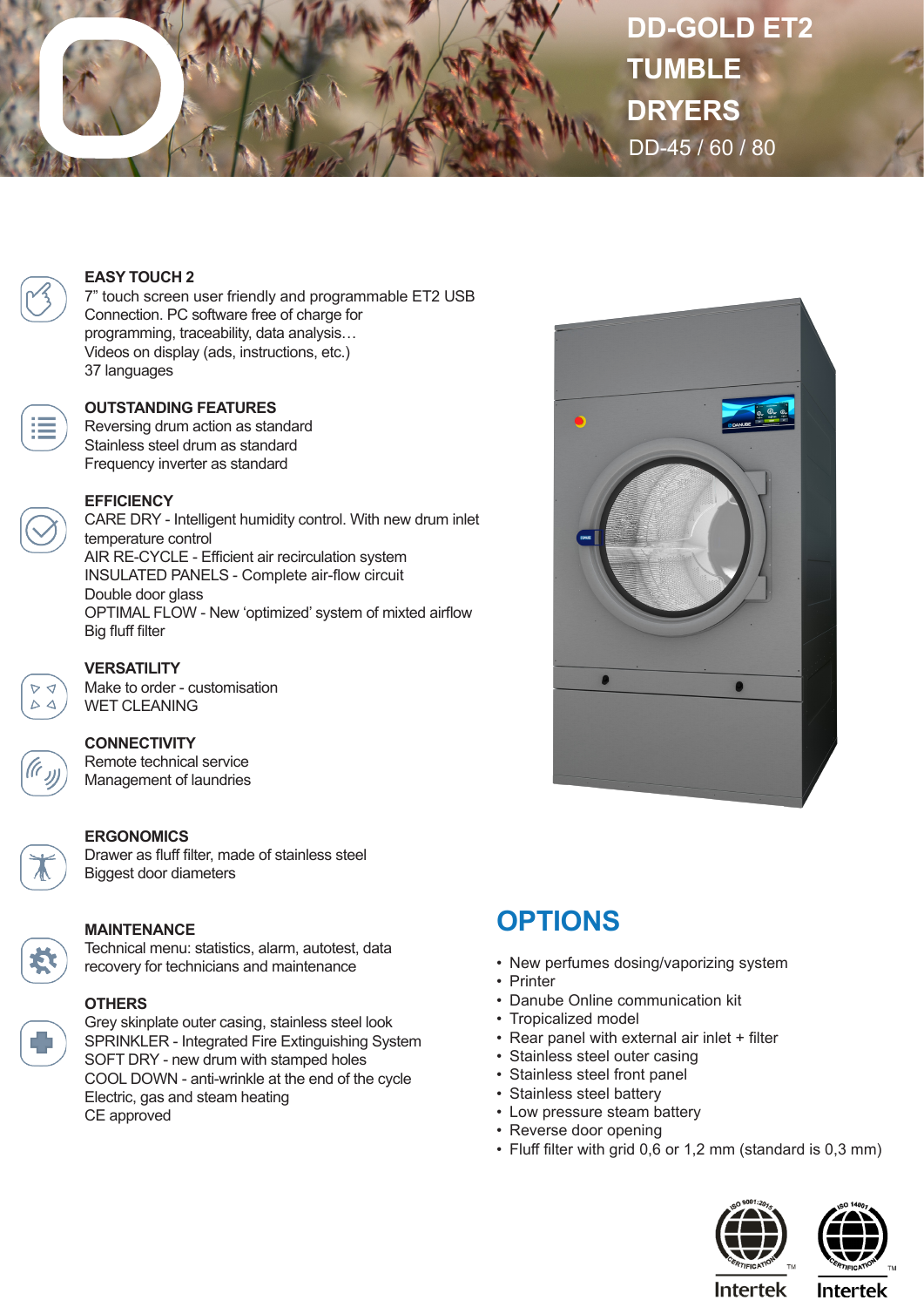# DD-GOLD ET2 TUMBLE DRYERS

DD-45 / 60 / 80

### EASY TOUCH 2

7" touch screen user friendly and programmable ET2 USB Connection. PC software free of charge for programming, traceability, data analysis…
Videos on display (ads, instructions, etc.)
37 languages

### OUTSTANDING FEATURES

Reversing drum action as standard
Stainless steel drum as standard
Frequency inverter as standard

### EFFICIENCY

CARE DRY - Intelligent humidity control. With new drum inlet temperature control
AIR RE-CYCLE - Efficient air recirculation system
INSULATED PANELS - Complete air-flow circuit
Double door glass
OPTIMAL FLOW - New 'optimized' system of mixted airflow
Big fluff filter

### VERSATILITY

Make to order - customisation
WET CLEANING

### CONNECTIVITY

Remote technical service
Management of laundries

### ERGONOMICS

Drawer as fluff filter, made of stainless steel
Biggest door diameters

### MAINTENANCE

Technical menu: statistics, alarm, autotest, data recovery for technicians and maintenance

### OTHERS

Grey skinplate outer casing, stainless steel look
SPRINKLER - Integrated Fire Extinguishing System
SOFT DRY - new drum with stamped holes
COOL DOWN - anti-wrinkle at the end of the cycle
Electric, gas and steam heating
CE approved

## OPTIONS

- New perfumes dosing/vaporizing system
- Printer
- Danube Online communication kit
- Tropicalized model
- Rear panel with external air inlet + filter
- Stainless steel outer casing
- Stainless steel front panel
- Stainless steel battery
- Low pressure steam battery
- Reverse door opening
- Fluff filter with grid 0,6 or 1,2 mm (standard is 0,3 mm)

ISO 9001:2015 CERTIFICATION Intertek
ISO 14001 CERTIFICATION Intertek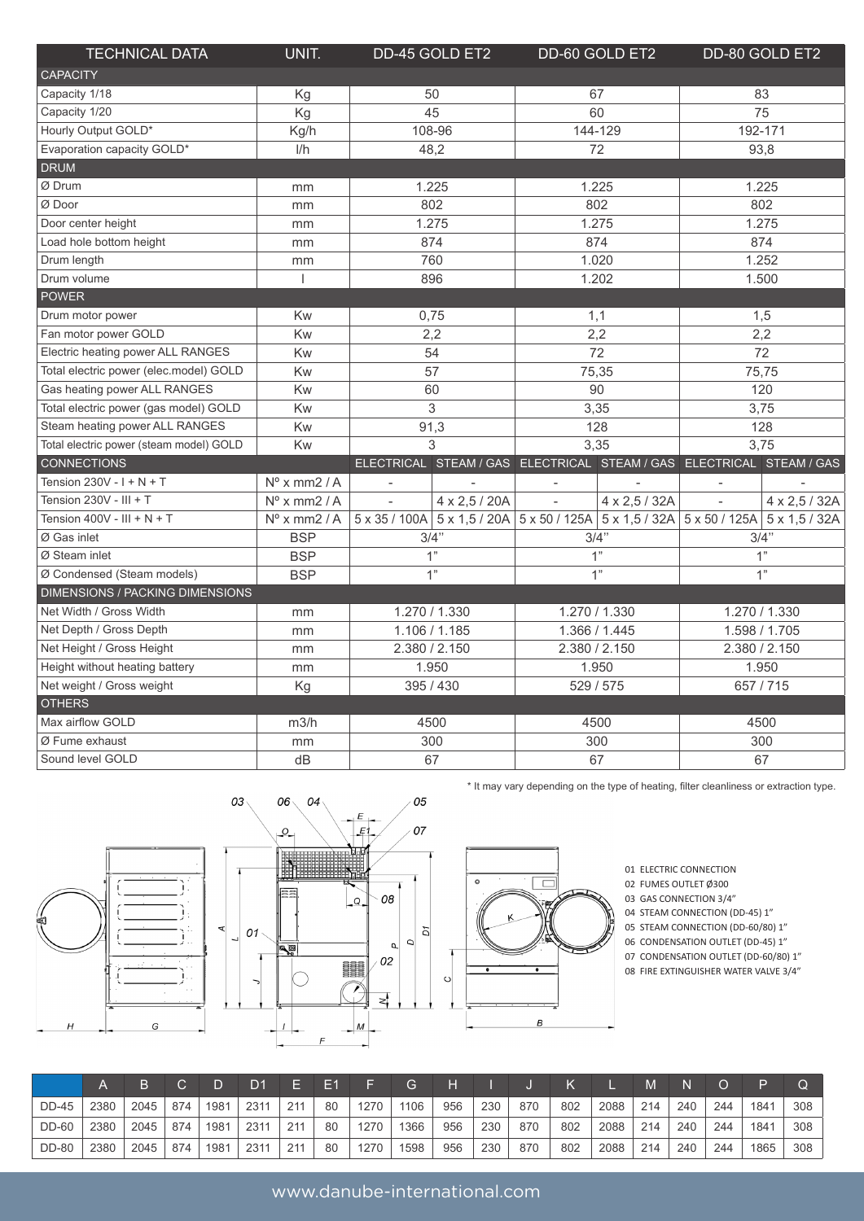| TECHNICAL DATA | UNIT. | DD-45 GOLD ET2 | | DD-60 GOLD ET2 | | DD-80 GOLD ET2 | |
|---|---|---|---|---|---|---|---|
| CAPACITY | | | | | | | |
| Capacity 1/18 | Kg | 50 | | 67 | | 83 | |
| Capacity 1/20 | Kg | 45 | | 60 | | 75 | |
| Hourly Output GOLD* | Kg/h | 108-96 | | 144-129 | | 192-171 | |
| Evaporation capacity GOLD* | l/h | 48,2 | | 72 | | 93,8 | |
| DRUM | | | | | | | |
| Ø Drum | mm | 1.225 | | 1.225 | | 1.225 | |
| Ø Door | mm | 802 | | 802 | | 802 | |
| Door center height | mm | 1.275 | | 1.275 | | 1.275 | |
| Load hole bottom height | mm | 874 | | 874 | | 874 | |
| Drum length | mm | 760 | | 1.020 | | 1.252 | |
| Drum volume | l | 896 | | 1.202 | | 1.500 | |
| POWER | | | | | | | |
| Drum motor power | Kw | 0,75 | | 1,1 | | 1,5 | |
| Fan motor power GOLD | Kw | 2,2 | | 2,2 | | 2,2 | |
| Electric heating power ALL RANGES | Kw | 54 | | 72 | | 72 | |
| Total electric power (elec.model) GOLD | Kw | 57 | | 75,35 | | 75,75 | |
| Gas heating power ALL RANGES | Kw | 60 | | 90 | | 120 | |
| Total electric power (gas model) GOLD | Kw | 3 | | 3,35 | | 3,75 | |
| Steam heating power ALL RANGES | Kw | 91,3 | | 128 | | 128 | |
| Total electric power (steam model) GOLD | Kw | 3 | | 3,35 | | 3,75 | |
| CONNECTIONS | | ELECTRICAL | STEAM / GAS | ELECTRICAL | STEAM / GAS | ELECTRICAL | STEAM / GAS |
| Tension 230V - I + N + T | Nº x mm2 / A | - | - | - | - | - | - |
| Tension 230V - III + T | Nº x mm2 / A | - | 4 x 2,5 / 20A | - | 4 x 2,5 / 32A | - | 4 x 2,5 / 32A |
| Tension 400V - III + N + T | Nº x mm2 / A | 5 x 35 / 100A | 5 x 1,5 / 20A | 5 x 50 / 125A | 5 x 1,5 / 32A | 5 x 50 / 125A | 5 x 1,5 / 32A |
| Ø Gas inlet | BSP | 3/4" | | 3/4" | | 3/4" | |
| Ø Steam inlet | BSP | 1" | | 1" | | 1" | |
| Ø Condensed (Steam models) | BSP | 1" | | 1" | | 1" | |
| DIMENSIONS / PACKING DIMENSIONS | | | | | | | |
| Net Width / Gross Width | mm | 1.270 / 1.330 | | 1.270 / 1.330 | | 1.270 / 1.330 | |
| Net Depth / Gross Depth | mm | 1.106 / 1.185 | | 1.366 / 1.445 | | 1.598 / 1.705 | |
| Net Height / Gross Height | mm | 2.380 / 2.150 | | 2.380 / 2.150 | | 2.380 / 2.150 | |
| Height without heating battery | mm | 1.950 | | 1.950 | | 1.950 | |
| Net weight / Gross weight | Kg | 395 / 430 | | 529 / 575 | | 657 / 715 | |
| OTHERS | | | | | | | |
| Max airflow GOLD | m3/h | 4500 | | 4500 | | 4500 | |
| Ø Fume exhaust | mm | 300 | | 300 | | 300 | |
| Sound level GOLD | dB | 67 | | 67 | | 67 | |

\* It may vary depending on the type of heating, filter cleanliness or extraction type.

01 ELECTRIC CONNECTION
02 FUMES OUTLET Ø300
03 GAS CONNECTION 3/4"
04 STEAM CONNECTION (DD-45) 1"
05 STEAM CONNECTION (DD-60/80) 1"
06 CONDENSATION OUTLET (DD-45) 1"
07 CONDENSATION OUTLET (DD-60/80) 1"
08 FIRE EXTINGUISHER WATER VALVE 3/4"

| | A | B | C | D | D1 | E | E1 | F | G | H | I | J | K | L | M | N | O | P | Q |
|---|---|---|---|---|---|---|---|---|---|---|---|---|---|---|---|---|---|---|---|
| DD-45 | 2380 | 2045 | 874 | 1981 | 2311 | 211 | 80 | 1270 | 1106 | 956 | 230 | 870 | 802 | 2088 | 214 | 240 | 244 | 1841 | 308 |
| DD-60 | 2380 | 2045 | 874 | 1981 | 2311 | 211 | 80 | 1270 | 1366 | 956 | 230 | 870 | 802 | 2088 | 214 | 240 | 244 | 1841 | 308 |
| DD-80 | 2380 | 2045 | 874 | 1981 | 2311 | 211 | 80 | 1270 | 1598 | 956 | 230 | 870 | 802 | 2088 | 214 | 240 | 244 | 1865 | 308 |

www.danube-international.com